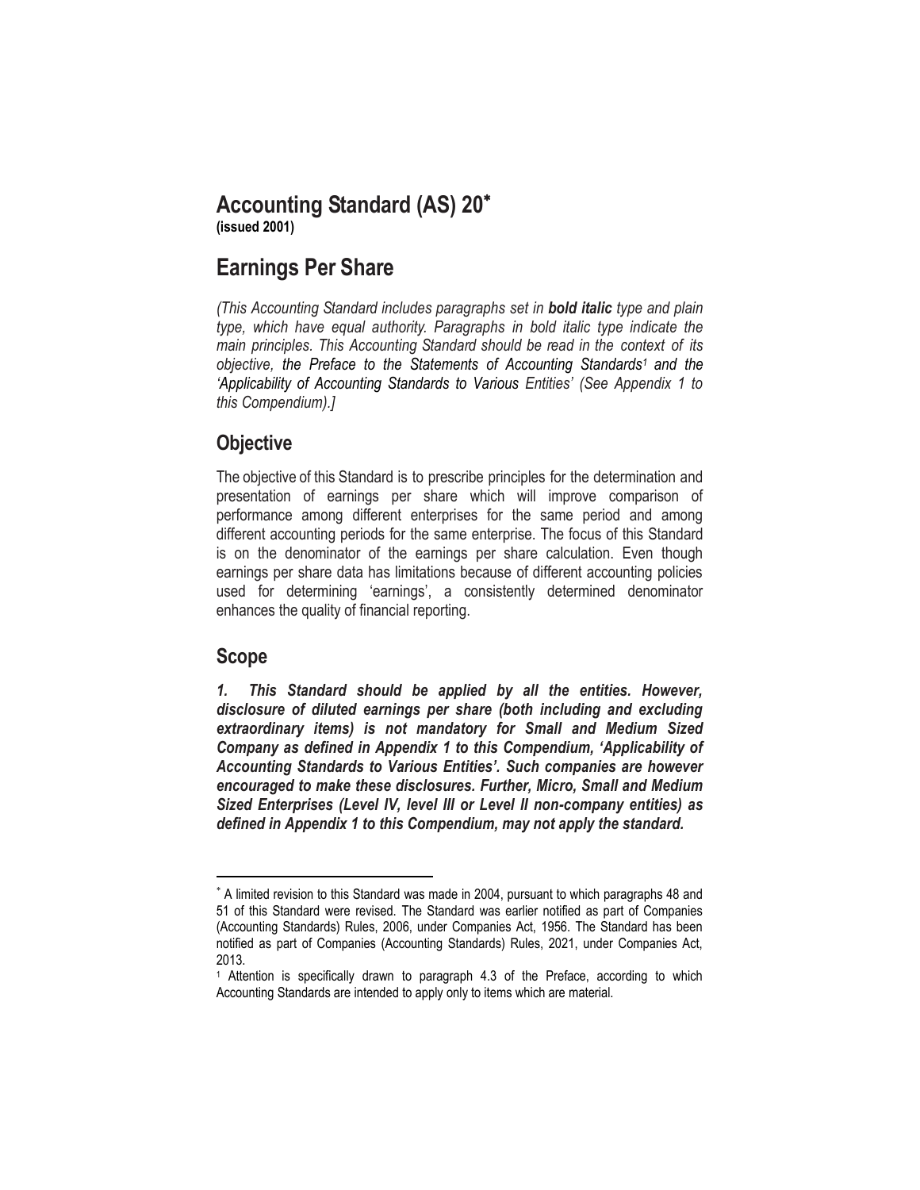# Accounting Standard (AS) 20*

**(issued 2001)**

# Earnings Per Share

*(This Accounting Standard includes paragraphs set in **bold italic** type and plain type, which have equal authority. Paragraphs in bold italic type indicate the main principles. This Accounting Standard should be read in the context of its objective, the Preface to the Statements of Accounting Standards[1] and the 'Applicability of Accounting Standards to Various Entities' (See Appendix 1 to this Compendium).]*

## Objective

The objective of this Standard is to prescribe principles for the determination and presentation of earnings per share which will improve comparison of performance among different enterprises for the same period and among different accounting periods for the same enterprise. The focus of this Standard is on the denominator of the earnings per share calculation. Even though earnings per share data has limitations because of different accounting policies used for determining 'earnings', a consistently determined denominator enhances the quality of financial reporting.

## Scope

***1. This Standard should be applied by all the entities. However, disclosure of diluted earnings per share (both including and excluding extraordinary items) is not mandatory for Small and Medium Sized Company as defined in Appendix 1 to this Compendium, 'Applicability of Accounting Standards to Various Entities'. Such companies are however encouraged to make these disclosures. Further, Micro, Small and Medium Sized Enterprises (Level IV, level III or Level II non-company entities) as defined in Appendix 1 to this Compendium, may not apply the standard.***

---

* A limited revision to this Standard was made in 2004, pursuant to which paragraphs 48 and 51 of this Standard were revised. The Standard was earlier notified as part of Companies (Accounting Standards) Rules, 2006, under Companies Act, 1956. The Standard has been notified as part of Companies (Accounting Standards) Rules, 2021, under Companies Act, 2013.

[1] Attention is specifically drawn to paragraph 4.3 of the Preface, according to which Accounting Standards are intended to apply only to items which are material.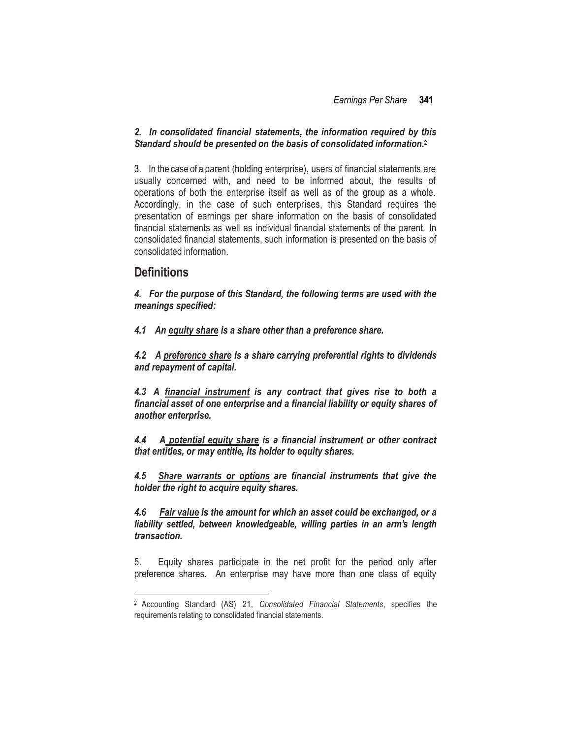***2. In consolidated financial statements, the information required by this Standard should be presented on the basis of consolidated information.***[2]

3. In the case of a parent (holding enterprise), users of financial statements are usually concerned with, and need to be informed about, the results of operations of both the enterprise itself as well as of the group as a whole. Accordingly, in the case of such enterprises, this Standard requires the presentation of earnings per share information on the basis of consolidated financial statements as well as individual financial statements of the parent. In consolidated financial statements, such information is presented on the basis of consolidated information.

## Definitions

***4. For the purpose of this Standard, the following terms are used with the meanings specified:***

***4.1 An <u>equity share</u> is a share other than a preference share.***

***4.2 A <u>preference share</u> is a share carrying preferential rights to dividends and repayment of capital.***

***4.3 A <u>financial instrument</u> is any contract that gives rise to both a financial asset of one enterprise and a financial liability or equity shares of another enterprise.***

***4.4 A <u>potential equity share</u> is a financial instrument or other contract that entitles, or may entitle, its holder to equity shares.***

***4.5 <u>Share warrants or options</u> are financial instruments that give the holder the right to acquire equity shares.***

***4.6 <u>Fair value</u> is the amount for which an asset could be exchanged, or a liability settled, between knowledgeable, willing parties in an arm's length transaction.***

5. Equity shares participate in the net profit for the period only after preference shares. An enterprise may have more than one class of equity

[2] Accounting Standard (AS) 21, *Consolidated Financial Statements*, specifies the requirements relating to consolidated financial statements.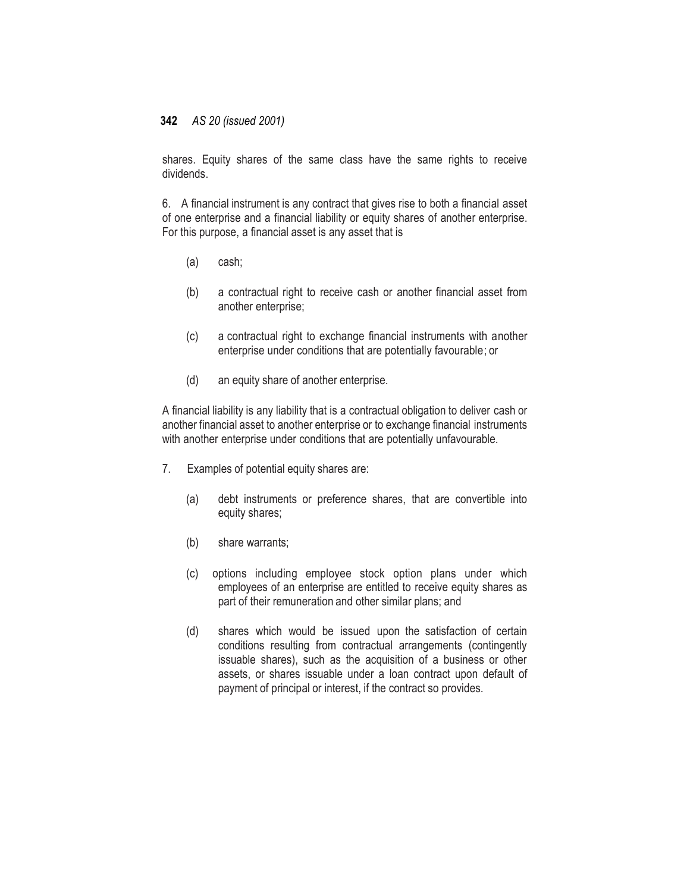shares. Equity shares of the same class have the same rights to receive dividends.

6. A financial instrument is any contract that gives rise to both a financial asset of one enterprise and a financial liability or equity shares of another enterprise. For this purpose, a financial asset is any asset that is

(a) cash;

(b) a contractual right to receive cash or another financial asset from another enterprise;

(c) a contractual right to exchange financial instruments with another enterprise under conditions that are potentially favourable; or

(d) an equity share of another enterprise.

A financial liability is any liability that is a contractual obligation to deliver cash or another financial asset to another enterprise or to exchange financial instruments with another enterprise under conditions that are potentially unfavourable.

7. Examples of potential equity shares are:

(a) debt instruments or preference shares, that are convertible into equity shares;

(b) share warrants;

(c) options including employee stock option plans under which employees of an enterprise are entitled to receive equity shares as part of their remuneration and other similar plans; and

(d) shares which would be issued upon the satisfaction of certain conditions resulting from contractual arrangements (contingently issuable shares), such as the acquisition of a business or other assets, or shares issuable under a loan contract upon default of payment of principal or interest, if the contract so provides.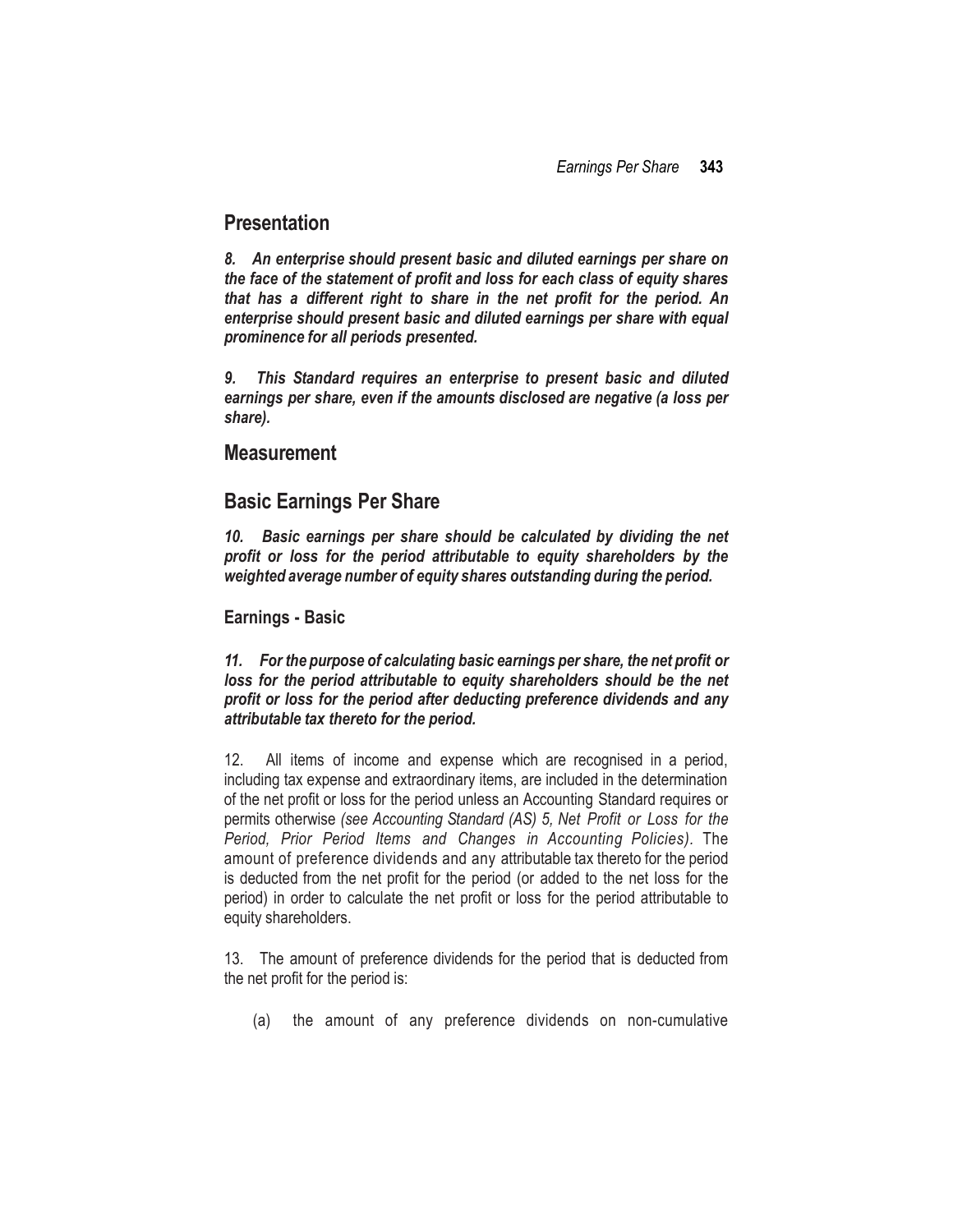## Presentation

***8. An enterprise should present basic and diluted earnings per share on the face of the statement of profit and loss for each class of equity shares that has a different right to share in the net profit for the period. An enterprise should present basic and diluted earnings per share with equal prominence for all periods presented.***

***9. This Standard requires an enterprise to present basic and diluted earnings per share, even if the amounts disclosed are negative (a loss per share).***

## Measurement

## Basic Earnings Per Share

***10. Basic earnings per share should be calculated by dividing the net profit or loss for the period attributable to equity shareholders by the weighted average number of equity shares outstanding during the period.***

### Earnings - Basic

***11. For the purpose of calculating basic earnings per share, the net profit or loss for the period attributable to equity shareholders should be the net profit or loss for the period after deducting preference dividends and any attributable tax thereto for the period.***

12. All items of income and expense which are recognised in a period, including tax expense and extraordinary items, are included in the determination of the net profit or loss for the period unless an Accounting Standard requires or permits otherwise *(see Accounting Standard (AS) 5, Net Profit or Loss for the Period, Prior Period Items and Changes in Accounting Policies).* The amount of preference dividends and any attributable tax thereto for the period is deducted from the net profit for the period (or added to the net loss for the period) in order to calculate the net profit or loss for the period attributable to equity shareholders.

13. The amount of preference dividends for the period that is deducted from the net profit for the period is:

(a) the amount of any preference dividends on non-cumulative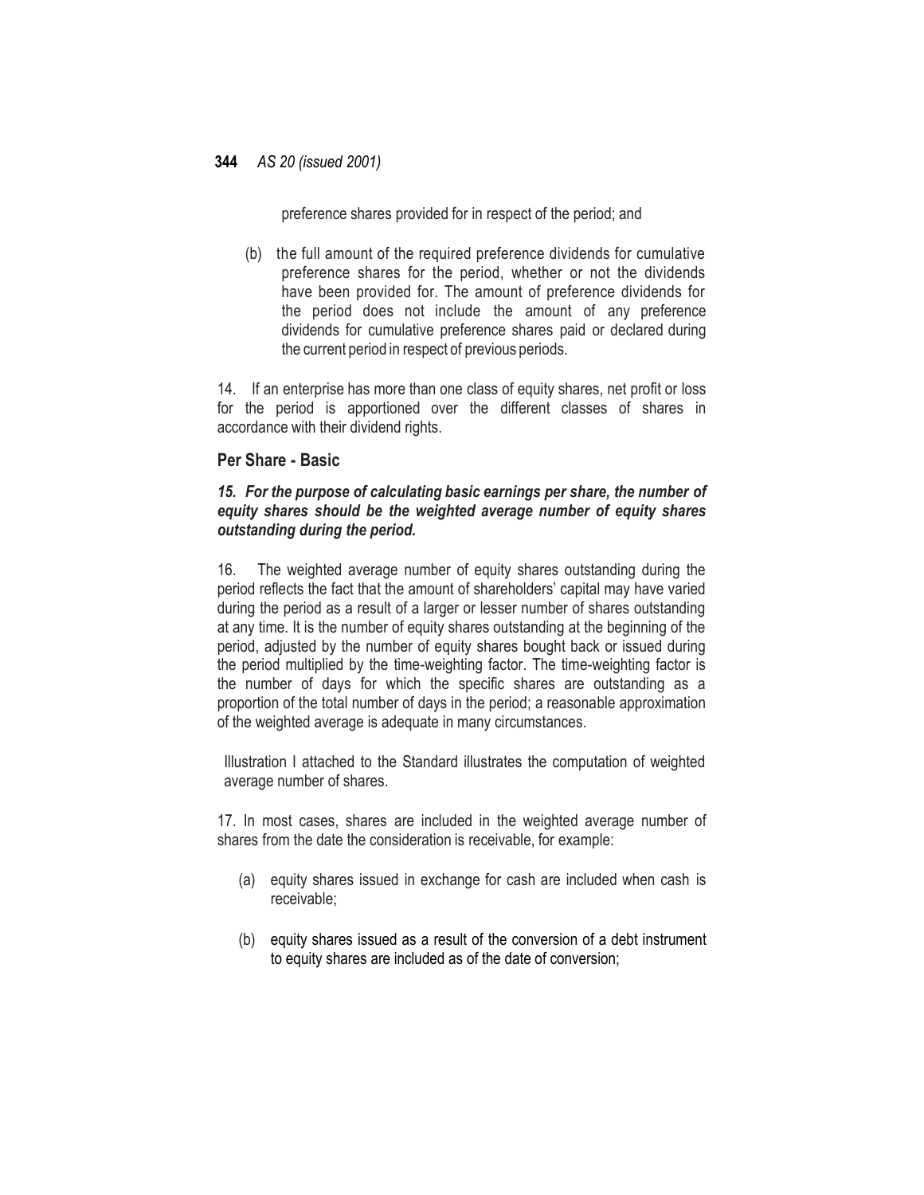preference shares provided for in respect of the period; and

(b) the full amount of the required preference dividends for cumulative preference shares for the period, whether or not the dividends have been provided for. The amount of preference dividends for the period does not include the amount of any preference dividends for cumulative preference shares paid or declared during the current period in respect of previous periods.

14. If an enterprise has more than one class of equity shares, net profit or loss for the period is apportioned over the different classes of shares in accordance with their dividend rights.

### Per Share - Basic

***15. For the purpose of calculating basic earnings per share, the number of equity shares should be the weighted average number of equity shares outstanding during the period.***

16. The weighted average number of equity shares outstanding during the period reflects the fact that the amount of shareholders' capital may have varied during the period as a result of a larger or lesser number of shares outstanding at any time. It is the number of equity shares outstanding at the beginning of the period, adjusted by the number of equity shares bought back or issued during the period multiplied by the time-weighting factor. The time-weighting factor is the number of days for which the specific shares are outstanding as a proportion of the total number of days in the period; a reasonable approximation of the weighted average is adequate in many circumstances.

Illustration I attached to the Standard illustrates the computation of weighted average number of shares.

17. In most cases, shares are included in the weighted average number of shares from the date the consideration is receivable, for example:

(a) equity shares issued in exchange for cash are included when cash is receivable;

(b) equity shares issued as a result of the conversion of a debt instrument to equity shares are included as of the date of conversion;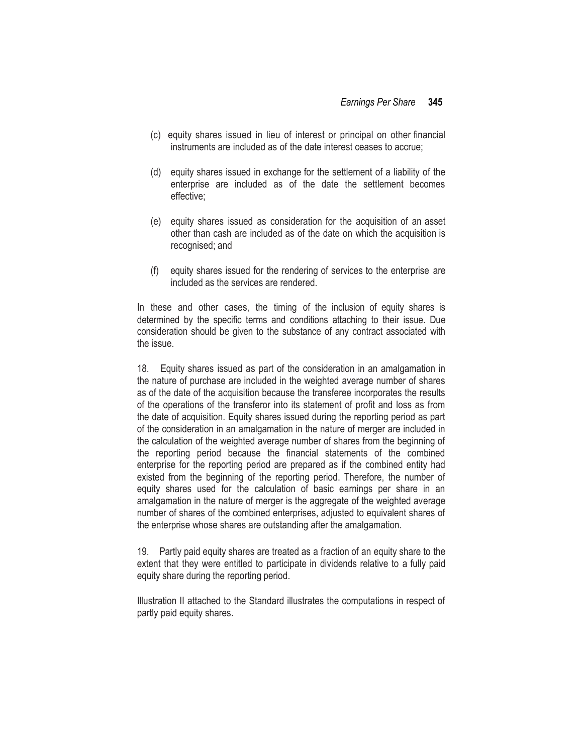(c) equity shares issued in lieu of interest or principal on other financial instruments are included as of the date interest ceases to accrue;

(d) equity shares issued in exchange for the settlement of a liability of the enterprise are included as of the date the settlement becomes effective;

(e) equity shares issued as consideration for the acquisition of an asset other than cash are included as of the date on which the acquisition is recognised; and

(f) equity shares issued for the rendering of services to the enterprise are included as the services are rendered.

In these and other cases, the timing of the inclusion of equity shares is determined by the specific terms and conditions attaching to their issue. Due consideration should be given to the substance of any contract associated with the issue.

18. Equity shares issued as part of the consideration in an amalgamation in the nature of purchase are included in the weighted average number of shares as of the date of the acquisition because the transferee incorporates the results of the operations of the transferor into its statement of profit and loss as from the date of acquisition. Equity shares issued during the reporting period as part of the consideration in an amalgamation in the nature of merger are included in the calculation of the weighted average number of shares from the beginning of the reporting period because the financial statements of the combined enterprise for the reporting period are prepared as if the combined entity had existed from the beginning of the reporting period. Therefore, the number of equity shares used for the calculation of basic earnings per share in an amalgamation in the nature of merger is the aggregate of the weighted average number of shares of the combined enterprises, adjusted to equivalent shares of the enterprise whose shares are outstanding after the amalgamation.

19. Partly paid equity shares are treated as a fraction of an equity share to the extent that they were entitled to participate in dividends relative to a fully paid equity share during the reporting period.

Illustration II attached to the Standard illustrates the computations in respect of partly paid equity shares.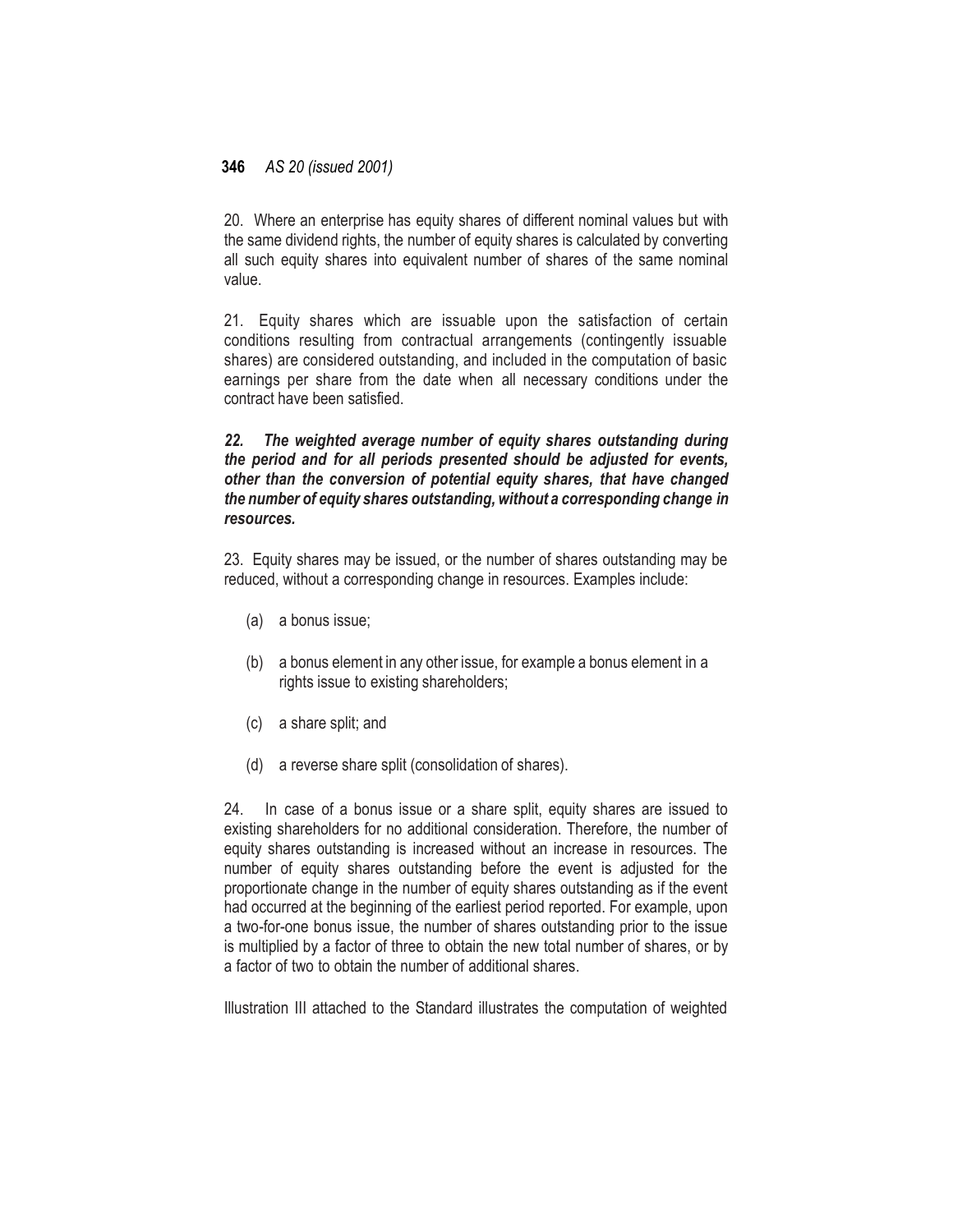20. Where an enterprise has equity shares of different nominal values but with the same dividend rights, the number of equity shares is calculated by converting all such equity shares into equivalent number of shares of the same nominal value.

21. Equity shares which are issuable upon the satisfaction of certain conditions resulting from contractual arrangements (contingently issuable shares) are considered outstanding, and included in the computation of basic earnings per share from the date when all necessary conditions under the contract have been satisfied.

***22. The weighted average number of equity shares outstanding during the period and for all periods presented should be adjusted for events, other than the conversion of potential equity shares, that have changed the number of equity shares outstanding, without a corresponding change in resources.***

23. Equity shares may be issued, or the number of shares outstanding may be reduced, without a corresponding change in resources. Examples include:

(a) a bonus issue;

(b) a bonus element in any other issue, for example a bonus element in a rights issue to existing shareholders;

(c) a share split; and

(d) a reverse share split (consolidation of shares).

24. In case of a bonus issue or a share split, equity shares are issued to existing shareholders for no additional consideration. Therefore, the number of equity shares outstanding is increased without an increase in resources. The number of equity shares outstanding before the event is adjusted for the proportionate change in the number of equity shares outstanding as if the event had occurred at the beginning of the earliest period reported. For example, upon a two-for-one bonus issue, the number of shares outstanding prior to the issue is multiplied by a factor of three to obtain the new total number of shares, or by a factor of two to obtain the number of additional shares.

Illustration III attached to the Standard illustrates the computation of weighted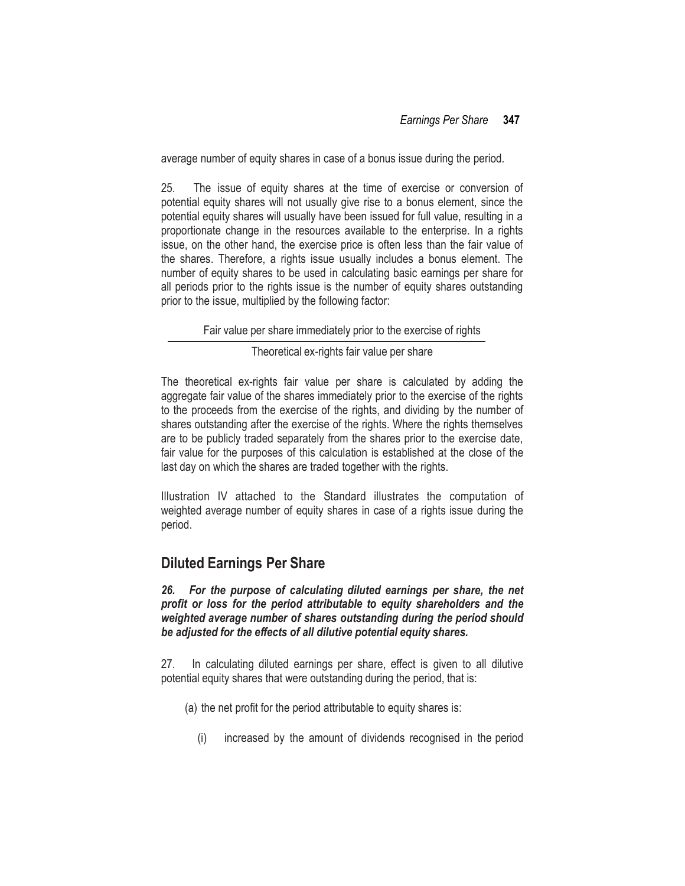average number of equity shares in case of a bonus issue during the period.

25. The issue of equity shares at the time of exercise or conversion of potential equity shares will not usually give rise to a bonus element, since the potential equity shares will usually have been issued for full value, resulting in a proportionate change in the resources available to the enterprise. In a rights issue, on the other hand, the exercise price is often less than the fair value of the shares. Therefore, a rights issue usually includes a bonus element. The number of equity shares to be used in calculating basic earnings per share for all periods prior to the rights issue is the number of equity shares outstanding prior to the issue, multiplied by the following factor:

$$\frac{\text{Fair value per share immediately prior to the exercise of rights}}{\text{Theoretical ex-rights fair value per share}}$$

The theoretical ex-rights fair value per share is calculated by adding the aggregate fair value of the shares immediately prior to the exercise of the rights to the proceeds from the exercise of the rights, and dividing by the number of shares outstanding after the exercise of the rights. Where the rights themselves are to be publicly traded separately from the shares prior to the exercise date, fair value for the purposes of this calculation is established at the close of the last day on which the shares are traded together with the rights.

Illustration IV attached to the Standard illustrates the computation of weighted average number of equity shares in case of a rights issue during the period.

## Diluted Earnings Per Share

***26. For the purpose of calculating diluted earnings per share, the net profit or loss for the period attributable to equity shareholders and the weighted average number of shares outstanding during the period should be adjusted for the effects of all dilutive potential equity shares.***

27. In calculating diluted earnings per share, effect is given to all dilutive potential equity shares that were outstanding during the period, that is:

(a) the net profit for the period attributable to equity shares is:

(i) increased by the amount of dividends recognised in the period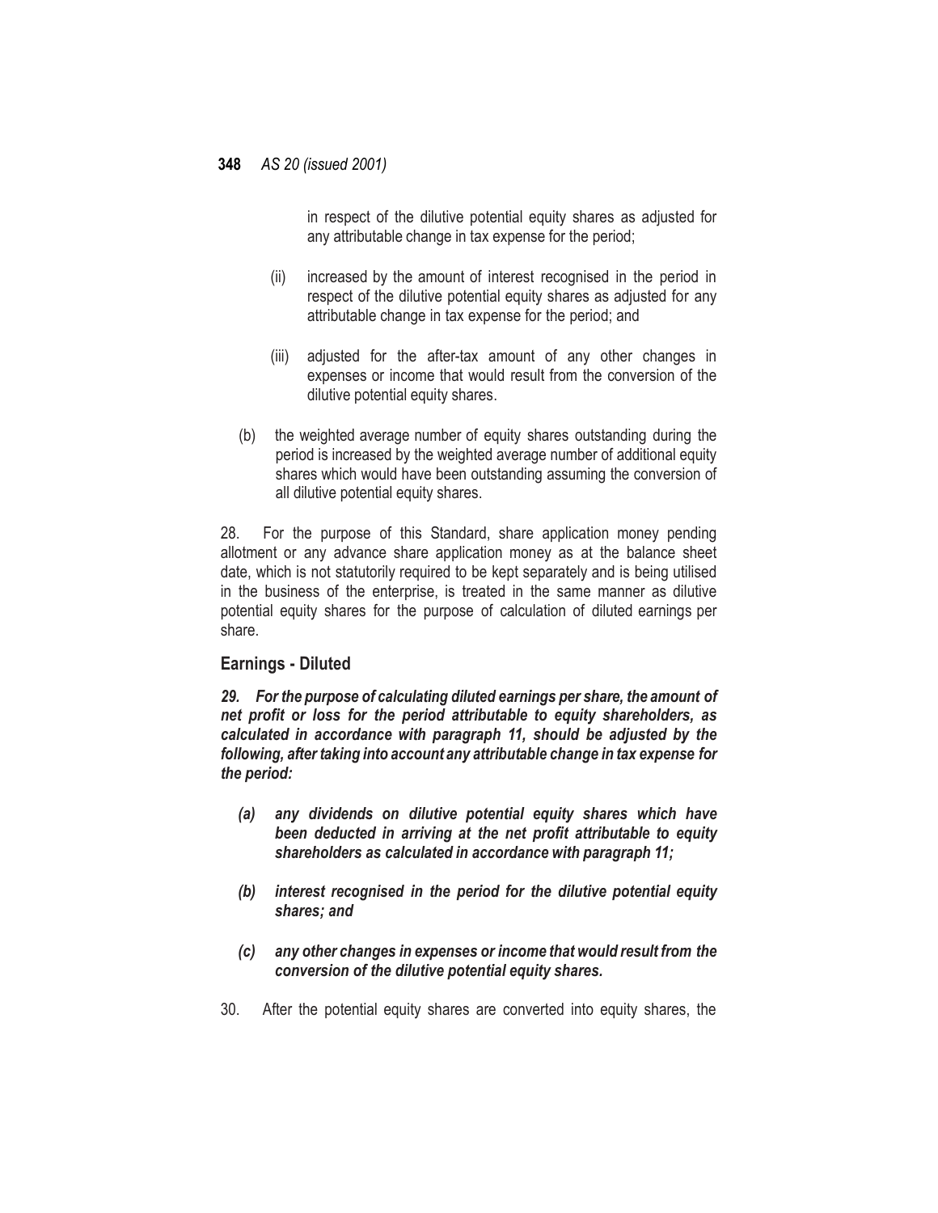in respect of the dilutive potential equity shares as adjusted for any attributable change in tax expense for the period;

(ii) increased by the amount of interest recognised in the period in respect of the dilutive potential equity shares as adjusted for any attributable change in tax expense for the period; and

(iii) adjusted for the after-tax amount of any other changes in expenses or income that would result from the conversion of the dilutive potential equity shares.

(b) the weighted average number of equity shares outstanding during the period is increased by the weighted average number of additional equity shares which would have been outstanding assuming the conversion of all dilutive potential equity shares.

28. For the purpose of this Standard, share application money pending allotment or any advance share application money as at the balance sheet date, which is not statutorily required to be kept separately and is being utilised in the business of the enterprise, is treated in the same manner as dilutive potential equity shares for the purpose of calculation of diluted earnings per share.

## Earnings - Diluted

***29. For the purpose of calculating diluted earnings per share, the amount of net profit or loss for the period attributable to equity shareholders, as calculated in accordance with paragraph 11, should be adjusted by the following, after taking into account any attributable change in tax expense for the period:***

***(a) any dividends on dilutive potential equity shares which have been deducted in arriving at the net profit attributable to equity shareholders as calculated in accordance with paragraph 11;***

***(b) interest recognised in the period for the dilutive potential equity shares; and***

***(c) any other changes in expenses or income that would result from the conversion of the dilutive potential equity shares.***

30. After the potential equity shares are converted into equity shares, the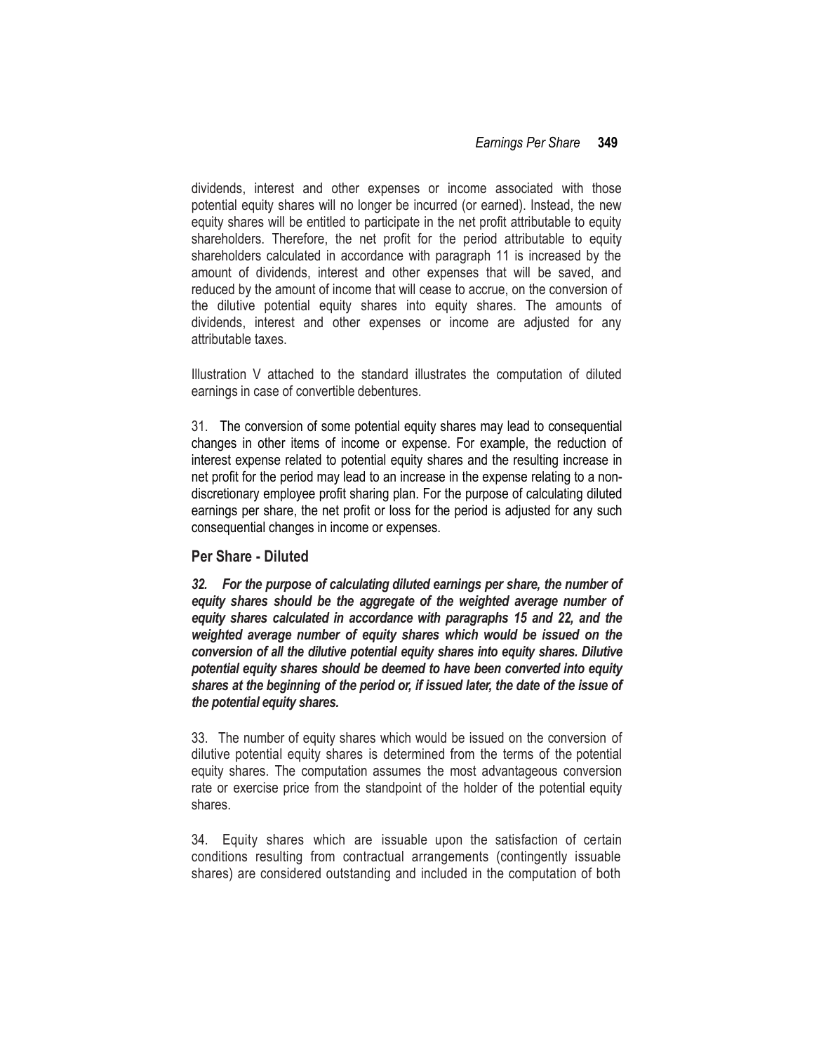dividends, interest and other expenses or income associated with those potential equity shares will no longer be incurred (or earned). Instead, the new equity shares will be entitled to participate in the net profit attributable to equity shareholders. Therefore, the net profit for the period attributable to equity shareholders calculated in accordance with paragraph 11 is increased by the amount of dividends, interest and other expenses that will be saved, and reduced by the amount of income that will cease to accrue, on the conversion of the dilutive potential equity shares into equity shares. The amounts of dividends, interest and other expenses or income are adjusted for any attributable taxes.

Illustration V attached to the standard illustrates the computation of diluted earnings in case of convertible debentures.

31. The conversion of some potential equity shares may lead to consequential changes in other items of income or expense. For example, the reduction of interest expense related to potential equity shares and the resulting increase in net profit for the period may lead to an increase in the expense relating to a non-discretionary employee profit sharing plan. For the purpose of calculating diluted earnings per share, the net profit or loss for the period is adjusted for any such consequential changes in income or expenses.

### Per Share - Diluted

***32. For the purpose of calculating diluted earnings per share, the number of equity shares should be the aggregate of the weighted average number of equity shares calculated in accordance with paragraphs 15 and 22, and the weighted average number of equity shares which would be issued on the conversion of all the dilutive potential equity shares into equity shares. Dilutive potential equity shares should be deemed to have been converted into equity shares at the beginning of the period or, if issued later, the date of the issue of the potential equity shares.***

33. The number of equity shares which would be issued on the conversion of dilutive potential equity shares is determined from the terms of the potential equity shares. The computation assumes the most advantageous conversion rate or exercise price from the standpoint of the holder of the potential equity shares.

34. Equity shares which are issuable upon the satisfaction of certain conditions resulting from contractual arrangements (contingently issuable shares) are considered outstanding and included in the computation of both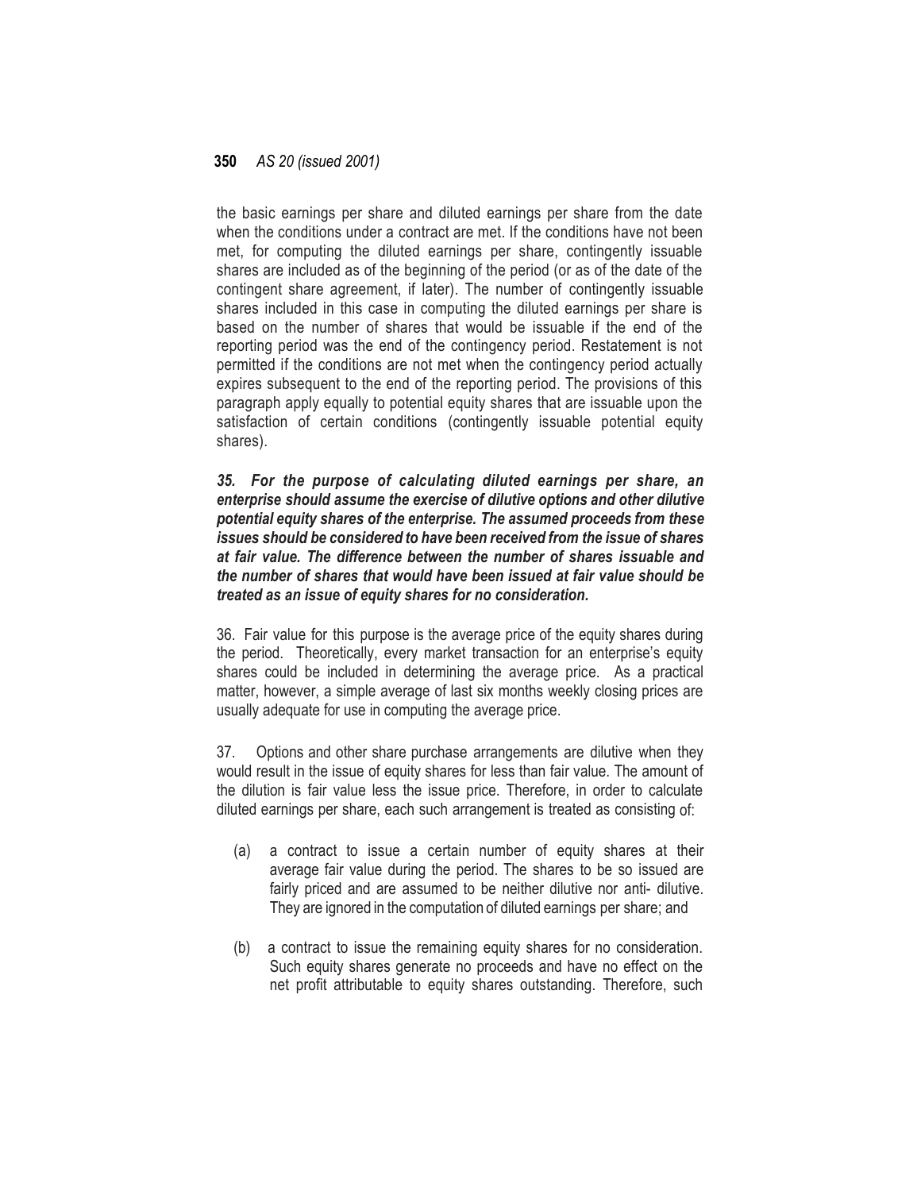the basic earnings per share and diluted earnings per share from the date when the conditions under a contract are met. If the conditions have not been met, for computing the diluted earnings per share, contingently issuable shares are included as of the beginning of the period (or as of the date of the contingent share agreement, if later). The number of contingently issuable shares included in this case in computing the diluted earnings per share is based on the number of shares that would be issuable if the end of the reporting period was the end of the contingency period. Restatement is not permitted if the conditions are not met when the contingency period actually expires subsequent to the end of the reporting period. The provisions of this paragraph apply equally to potential equity shares that are issuable upon the satisfaction of certain conditions (contingently issuable potential equity shares).

***35. For the purpose of calculating diluted earnings per share, an enterprise should assume the exercise of dilutive options and other dilutive potential equity shares of the enterprise. The assumed proceeds from these issues should be considered to have been received from the issue of shares at fair value. The difference between the number of shares issuable and the number of shares that would have been issued at fair value should be treated as an issue of equity shares for no consideration.***

36. Fair value for this purpose is the average price of the equity shares during the period. Theoretically, every market transaction for an enterprise's equity shares could be included in determining the average price. As a practical matter, however, a simple average of last six months weekly closing prices are usually adequate for use in computing the average price.

37. Options and other share purchase arrangements are dilutive when they would result in the issue of equity shares for less than fair value. The amount of the dilution is fair value less the issue price. Therefore, in order to calculate diluted earnings per share, each such arrangement is treated as consisting of:

(a) a contract to issue a certain number of equity shares at their average fair value during the period. The shares to be so issued are fairly priced and are assumed to be neither dilutive nor anti- dilutive. They are ignored in the computation of diluted earnings per share; and

(b) a contract to issue the remaining equity shares for no consideration. Such equity shares generate no proceeds and have no effect on the net profit attributable to equity shares outstanding. Therefore, such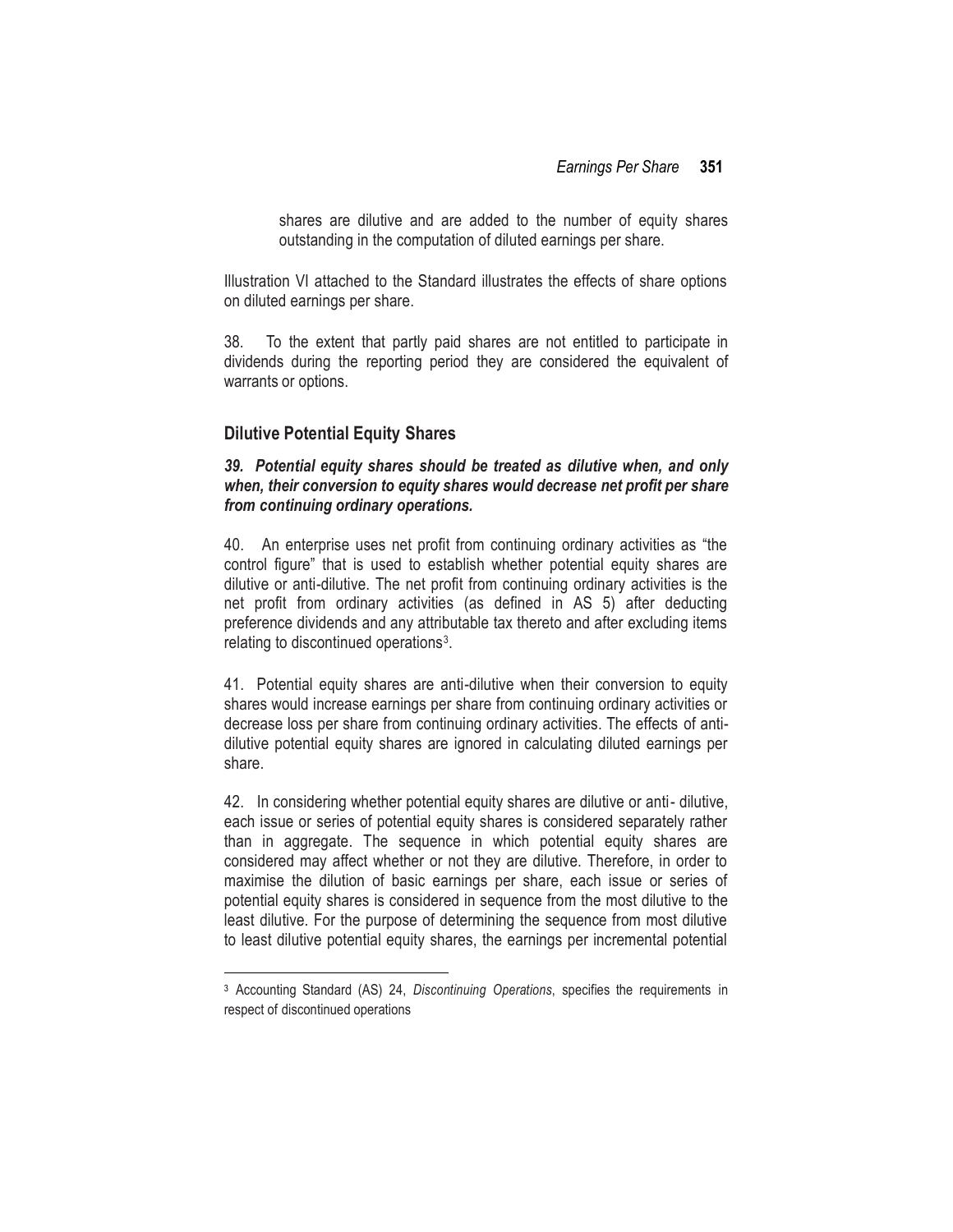shares are dilutive and are added to the number of equity shares outstanding in the computation of diluted earnings per share.

Illustration VI attached to the Standard illustrates the effects of share options on diluted earnings per share.

38. To the extent that partly paid shares are not entitled to participate in dividends during the reporting period they are considered the equivalent of warrants or options.

## Dilutive Potential Equity Shares

***39. Potential equity shares should be treated as dilutive when, and only when, their conversion to equity shares would decrease net profit per share from continuing ordinary operations.***

40. An enterprise uses net profit from continuing ordinary activities as "the control figure" that is used to establish whether potential equity shares are dilutive or anti-dilutive. The net profit from continuing ordinary activities is the net profit from ordinary activities (as defined in AS 5) after deducting preference dividends and any attributable tax thereto and after excluding items relating to discontinued operations[3].

41. Potential equity shares are anti-dilutive when their conversion to equity shares would increase earnings per share from continuing ordinary activities or decrease loss per share from continuing ordinary activities. The effects of anti-dilutive potential equity shares are ignored in calculating diluted earnings per share.

42. In considering whether potential equity shares are dilutive or anti- dilutive, each issue or series of potential equity shares is considered separately rather than in aggregate. The sequence in which potential equity shares are considered may affect whether or not they are dilutive. Therefore, in order to maximise the dilution of basic earnings per share, each issue or series of potential equity shares is considered in sequence from the most dilutive to the least dilutive. For the purpose of determining the sequence from most dilutive to least dilutive potential equity shares, the earnings per incremental potential

---

[3] Accounting Standard (AS) 24, *Discontinuing Operations*, specifies the requirements in respect of discontinued operations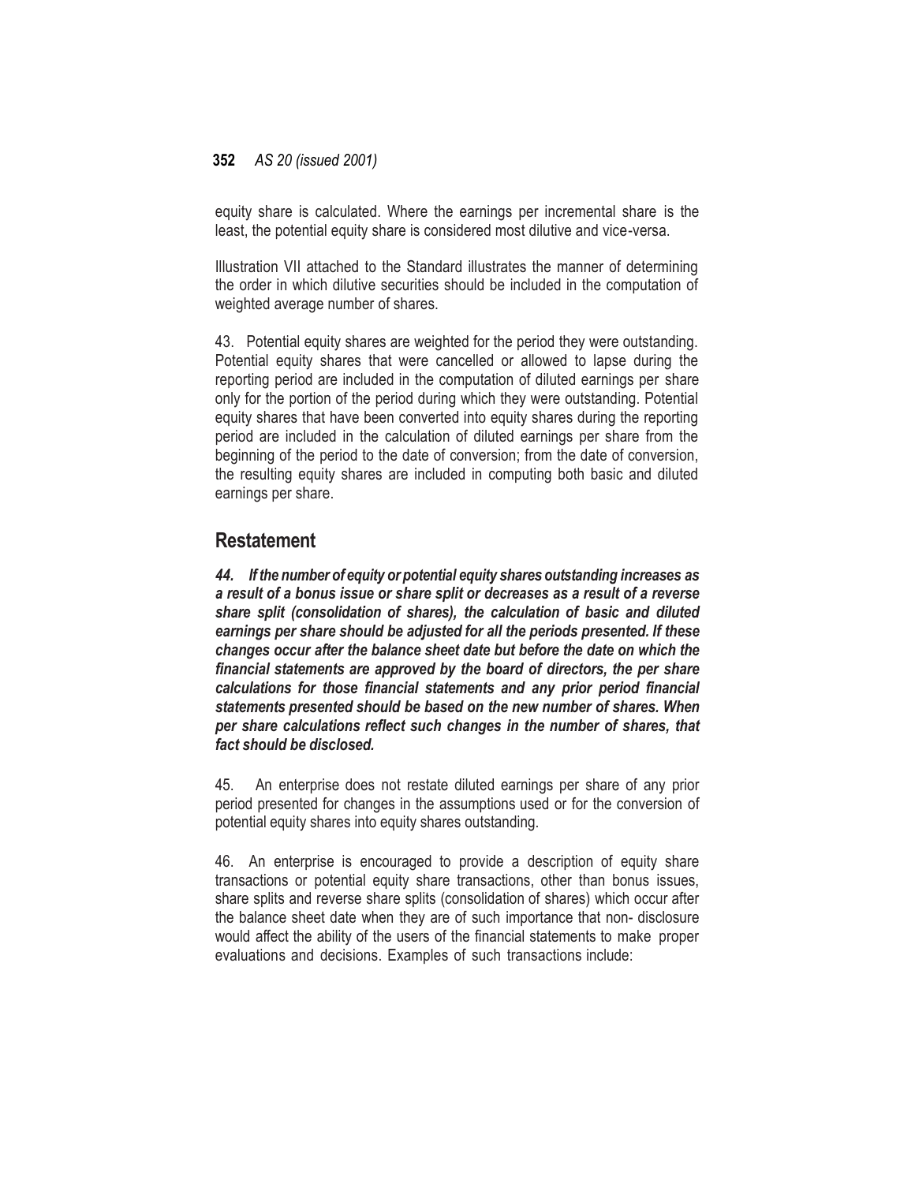equity share is calculated. Where the earnings per incremental share is the least, the potential equity share is considered most dilutive and vice-versa.

Illustration VII attached to the Standard illustrates the manner of determining the order in which dilutive securities should be included in the computation of weighted average number of shares.

43. Potential equity shares are weighted for the period they were outstanding. Potential equity shares that were cancelled or allowed to lapse during the reporting period are included in the computation of diluted earnings per share only for the portion of the period during which they were outstanding. Potential equity shares that have been converted into equity shares during the reporting period are included in the calculation of diluted earnings per share from the beginning of the period to the date of conversion; from the date of conversion, the resulting equity shares are included in computing both basic and diluted earnings per share.

## Restatement

***44. If the number of equity or potential equity shares outstanding increases as a result of a bonus issue or share split or decreases as a result of a reverse share split (consolidation of shares), the calculation of basic and diluted earnings per share should be adjusted for all the periods presented. If these changes occur after the balance sheet date but before the date on which the financial statements are approved by the board of directors, the per share calculations for those financial statements and any prior period financial statements presented should be based on the new number of shares. When per share calculations reflect such changes in the number of shares, that fact should be disclosed.***

45. An enterprise does not restate diluted earnings per share of any prior period presented for changes in the assumptions used or for the conversion of potential equity shares into equity shares outstanding.

46. An enterprise is encouraged to provide a description of equity share transactions or potential equity share transactions, other than bonus issues, share splits and reverse share splits (consolidation of shares) which occur after the balance sheet date when they are of such importance that non- disclosure would affect the ability of the users of the financial statements to make proper evaluations and decisions. Examples of such transactions include: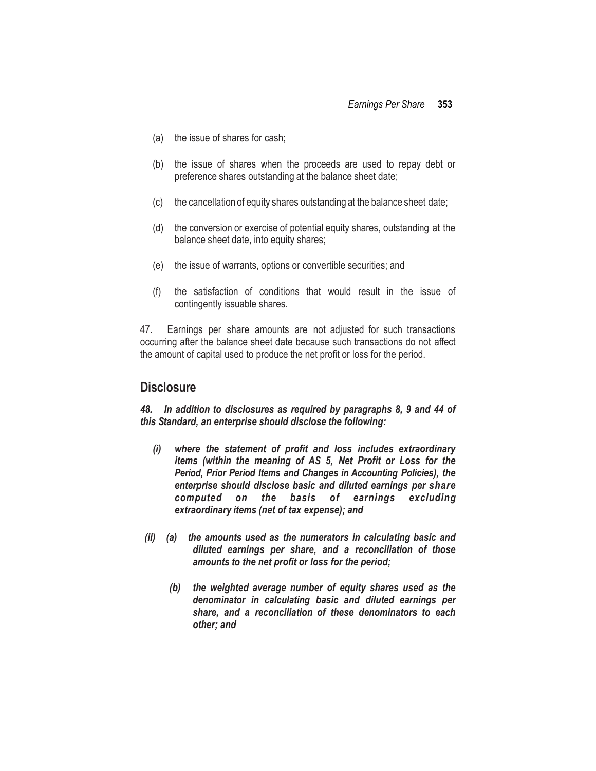(a) the issue of shares for cash;

(b) the issue of shares when the proceeds are used to repay debt or preference shares outstanding at the balance sheet date;

(c) the cancellation of equity shares outstanding at the balance sheet date;

(d) the conversion or exercise of potential equity shares, outstanding at the balance sheet date, into equity shares;

(e) the issue of warrants, options or convertible securities; and

(f) the satisfaction of conditions that would result in the issue of contingently issuable shares.

47. Earnings per share amounts are not adjusted for such transactions occurring after the balance sheet date because such transactions do not affect the amount of capital used to produce the net profit or loss for the period.

## Disclosure

***48. In addition to disclosures as required by paragraphs 8, 9 and 44 of this Standard, an enterprise should disclose the following:***

***(i) where the statement of profit and loss includes extraordinary items (within the meaning of AS 5, Net Profit or Loss for the Period, Prior Period Items and Changes in Accounting Policies), the enterprise should disclose basic and diluted earnings per share computed on the basis of earnings excluding extraordinary items (net of tax expense); and***

***(ii) (a) the amounts used as the numerators in calculating basic and diluted earnings per share, and a reconciliation of those amounts to the net profit or loss for the period;***

***(b) the weighted average number of equity shares used as the denominator in calculating basic and diluted earnings per share, and a reconciliation of these denominators to each other; and***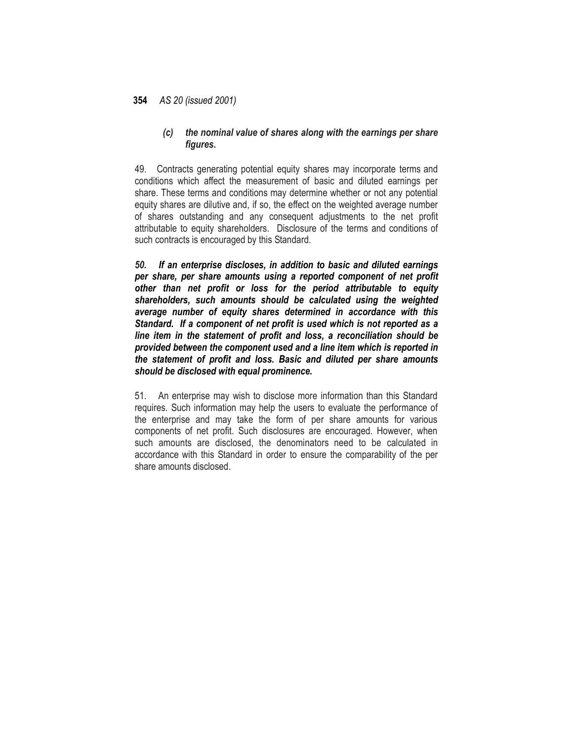*(c) the nominal value of shares along with the earnings per share figures.*

49. Contracts generating potential equity shares may incorporate terms and conditions which affect the measurement of basic and diluted earnings per share. These terms and conditions may determine whether or not any potential equity shares are dilutive and, if so, the effect on the weighted average number of shares outstanding and any consequent adjustments to the net profit attributable to equity shareholders. Disclosure of the terms and conditions of such contracts is encouraged by this Standard.

***50. If an enterprise discloses, in addition to basic and diluted earnings per share, per share amounts using a reported component of net profit other than net profit or loss for the period attributable to equity shareholders, such amounts should be calculated using the weighted average number of equity shares determined in accordance with this Standard. If a component of net profit is used which is not reported as a line item in the statement of profit and loss, a reconciliation should be provided between the component used and a line item which is reported in the statement of profit and loss. Basic and diluted per share amounts should be disclosed with equal prominence.***

51. An enterprise may wish to disclose more information than this Standard requires. Such information may help the users to evaluate the performance of the enterprise and may take the form of per share amounts for various components of net profit. Such disclosures are encouraged. However, when such amounts are disclosed, the denominators need to be calculated in accordance with this Standard in order to ensure the comparability of the per share amounts disclosed.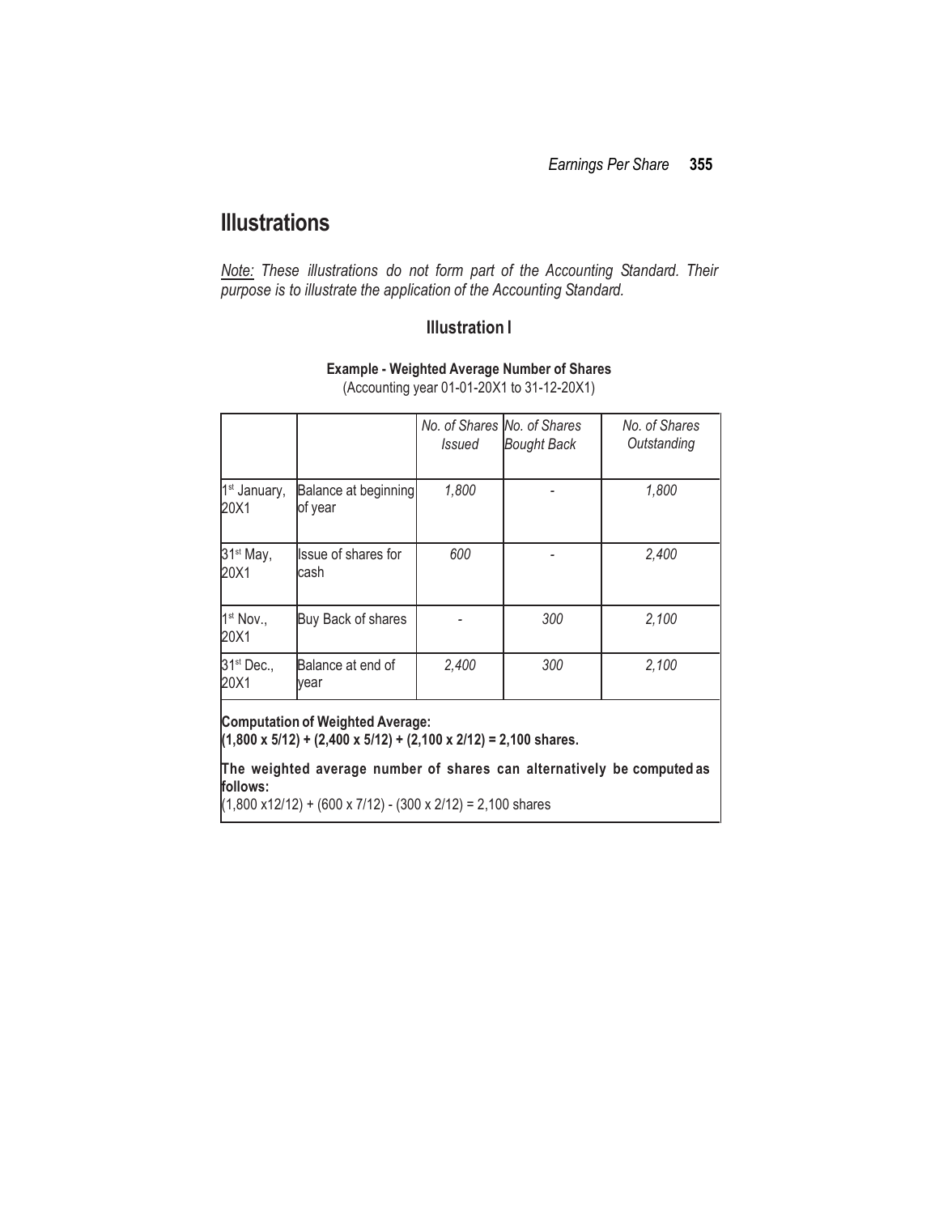# Illustrations

*Note: These illustrations do not form part of the Accounting Standard. Their purpose is to illustrate the application of the Accounting Standard.*

## Illustration I

**Example - Weighted Average Number of Shares**

(Accounting year 01-01-20X1 to 31-12-20X1)

| | | *No. of Shares Issued* | *No. of Shares Bought Back* | *No. of Shares Outstanding* |
|---|---|---|---|---|
| 1st January, 20X1 | Balance at beginning of year | *1,800* | - | *1,800* |
| 31st May, 20X1 | Issue of shares for cash | *600* | - | *2,400* |
| 1st Nov., 20X1 | Buy Back of shares | - | *300* | *2,100* |
| 31st Dec., 20X1 | Balance at end of year | *2,400* | *300* | *2,100* |

**Computation of Weighted Average:**
**(1,800 x 5/12) + (2,400 x 5/12) + (2,100 x 2/12) = 2,100 shares.**

**The weighted average number of shares can alternatively be computed as follows:**
(1,800 x12/12) + (600 x 7/12) - (300 x 2/12) = 2,100 shares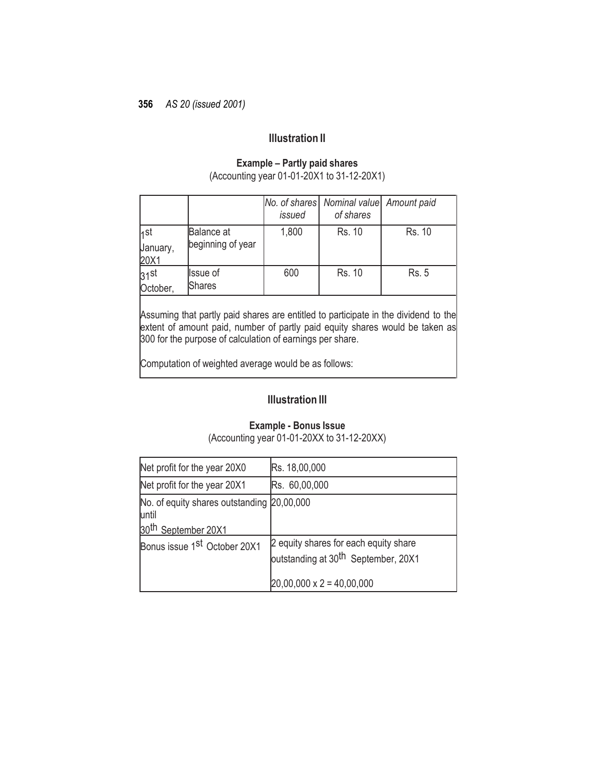## Illustration II

**Example – Partly paid shares**

(Accounting year 01-01-20X1 to 31-12-20X1)

| | | *No. of shares issued* | *Nominal value of shares* | *Amount paid* |
|---|---|---|---|---|
| 1st January, 20X1 | Balance at beginning of year | 1,800 | Rs. 10 | Rs. 10 |
| 31st October, | Issue of Shares | 600 | Rs. 10 | Rs. 5 |

Assuming that partly paid shares are entitled to participate in the dividend to the extent of amount paid, number of partly paid equity shares would be taken as 300 for the purpose of calculation of earnings per share.

Computation of weighted average would be as follows:

## Illustration III

**Example - Bonus Issue**

(Accounting year 01-01-20XX to 31-12-20XX)

| | |
|---|---|
| Net profit for the year 20X0 | Rs. 18,00,000 |
| Net profit for the year 20X1 | Rs. 60,00,000 |
| No. of equity shares outstanding until 30th September 20X1 | 20,00,000 |
| Bonus issue 1st October 20X1 | 2 equity shares for each equity share outstanding at 30th September, 20X1<br><br>20,00,000 x 2 = 40,00,000 |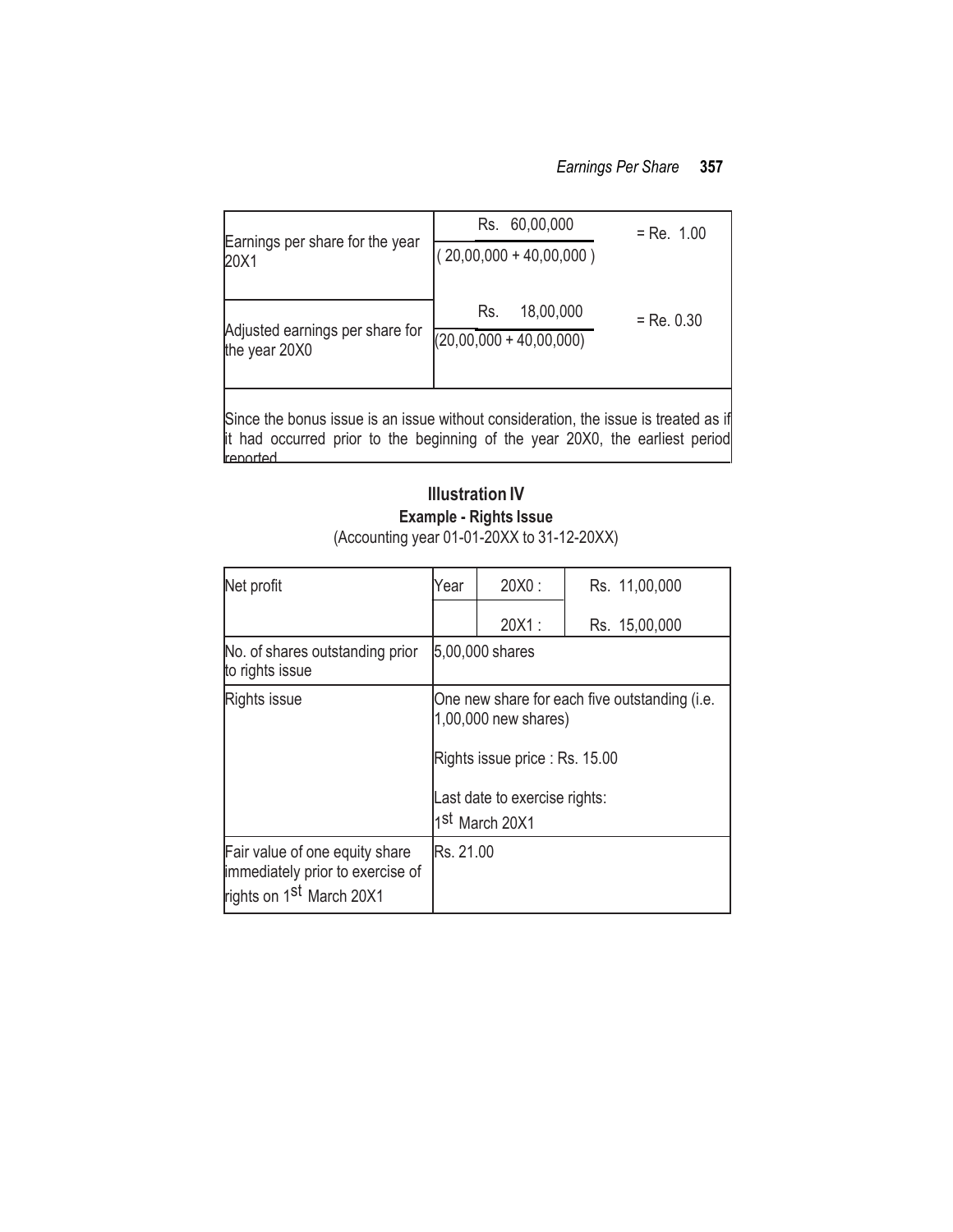| | | |
|---|---|---|
| Earnings per share for the year 20X1 | $\frac{\text{Rs. } 60{,}00{,}000}{(20{,}00{,}000 + 40{,}00{,}000)}$ | = Re. 1.00 |
| Adjusted earnings per share for the year 20X0 | $\frac{\text{Rs. } 18{,}00{,}000}{(20{,}00{,}000 + 40{,}00{,}000)}$ | = Re. 0.30 |
| Since the bonus issue is an issue without consideration, the issue is treated as if it had occurred prior to the beginning of the year 20X0, the earliest period reported. | | |

## Illustration IV

**Example - Rights Issue**

(Accounting year 01-01-20XX to 31-12-20XX)

| | | | |
|---|---|---|---|
| Net profit | Year | 20X0 : | Rs. 11,00,000 |
| | | 20X1 : | Rs. 15,00,000 |
| No. of shares outstanding prior to rights issue | 5,00,000 shares | | |
| Rights issue | One new share for each five outstanding (i.e. 1,00,000 new shares)<br><br>Rights issue price : Rs. 15.00<br><br>Last date to exercise rights: 1st March 20X1 | | |
| Fair value of one equity share immediately prior to exercise of rights on 1st March 20X1 | Rs. 21.00 | | |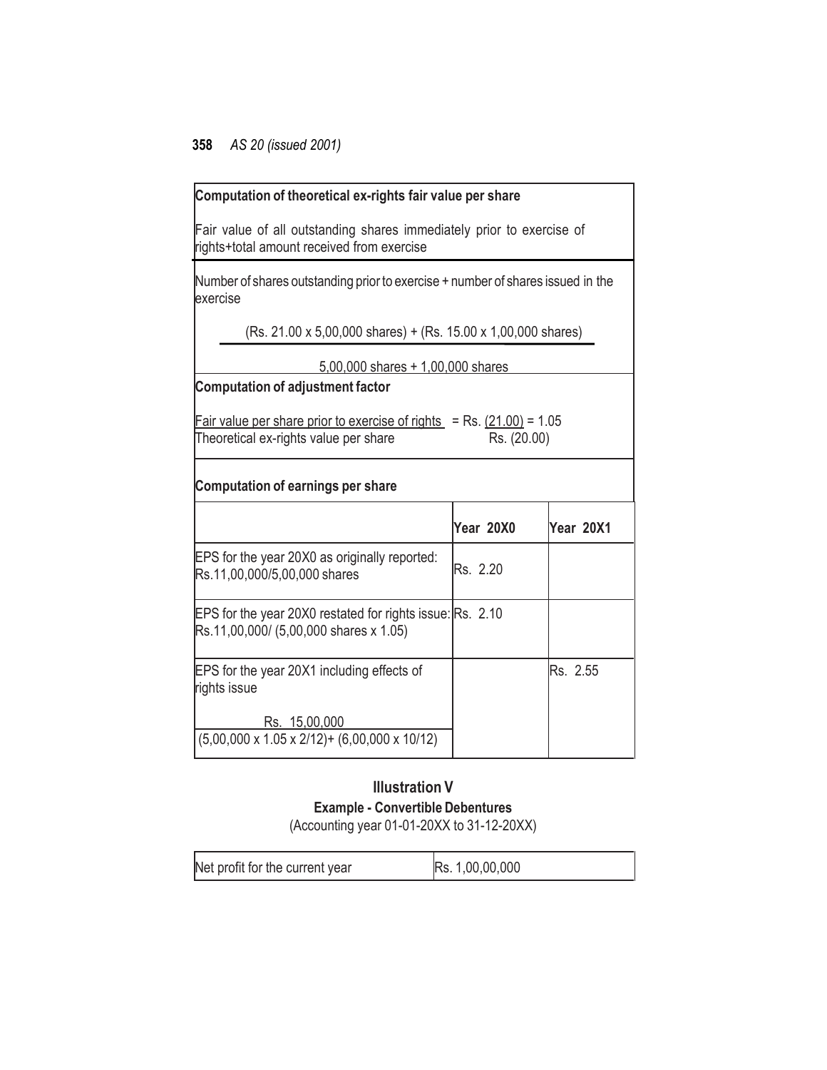**Computation of theoretical ex-rights fair value per share**

$$\frac{\text{Fair value of all outstanding shares immediately prior to exercise of rights} + \text{total amount received from exercise}}{\text{Number of shares outstanding prior to exercise} + \text{number of shares issued in the exercise}}$$

$$\frac{(\text{Rs. } 21.00 \times 5{,}00{,}000 \text{ shares}) + (\text{Rs. } 15.00 \times 1{,}00{,}000 \text{ shares})}{5{,}00{,}000 \text{ shares} + 1{,}00{,}000 \text{ shares}}$$

**Computation of adjustment factor**

$$\frac{\text{Fair value per share prior to exercise of rights}}{\text{Theoretical ex-rights value per share}} = \frac{\text{Rs. } (21.00)}{\text{Rs. } (20.00)} = 1.05$$

**Computation of earnings per share**

| | Year 20X0 | Year 20X1 |
|---|---|---|
| EPS for the year 20X0 as originally reported: Rs.11,00,000/5,00,000 shares | Rs. 2.20 | |
| EPS for the year 20X0 restated for rights issue: Rs.11,00,000/ (5,00,000 shares x 1.05) | Rs. 2.10 | |
| EPS for the year 20X1 including effects of rights issue $\frac{\text{Rs. } 15{,}00{,}000}{(5{,}00{,}000 \times 1.05 \times 2/12) + (6{,}00{,}000 \times 10/12)}$ | | Rs. 2.55 |

## Illustration V

### Example - Convertible Debentures

(Accounting year 01-01-20XX to 31-12-20XX)

| Net profit for the current year | Rs. 1,00,00,000 |
|---|---|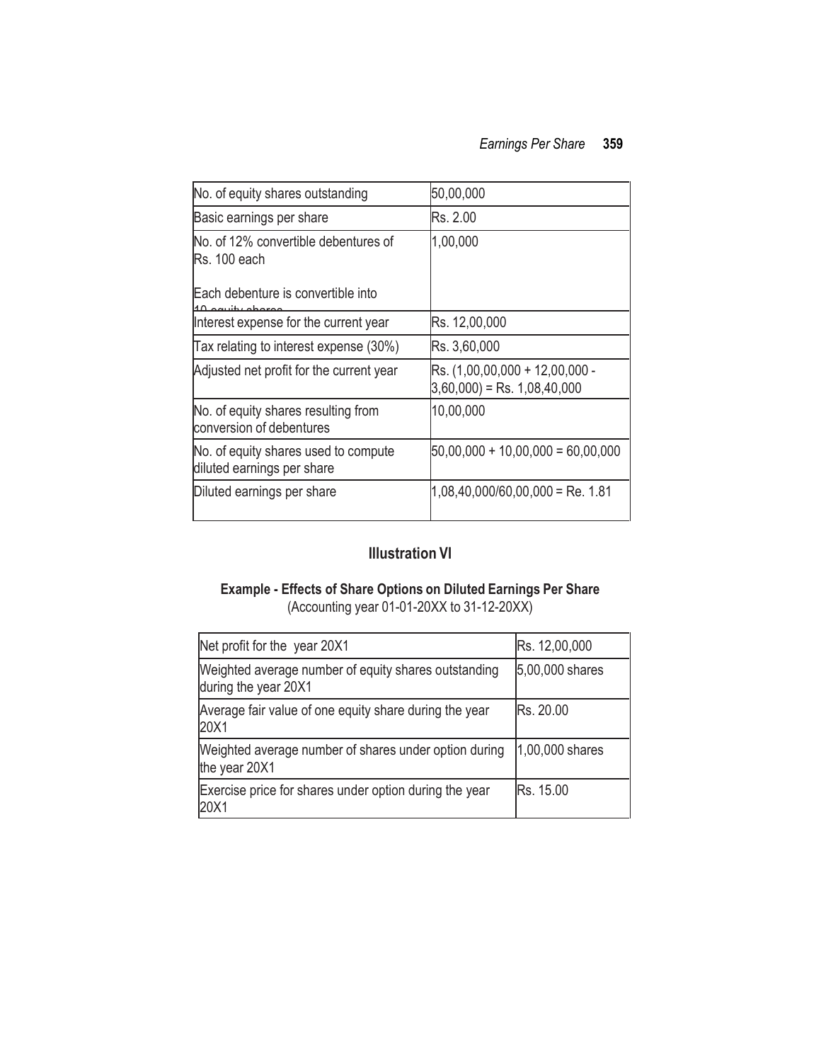| No. of equity shares outstanding | 50,00,000 |
|---|---|
| Basic earnings per share | Rs. 2.00 |
| No. of 12% convertible debentures of Rs. 100 each<br><br>Each debenture is convertible into 10 equity shares | 1,00,000 |
| Interest expense for the current year | Rs. 12,00,000 |
| Tax relating to interest expense (30%) | Rs. 3,60,000 |
| Adjusted net profit for the current year | Rs. (1,00,00,000 + 12,00,000 - 3,60,000) = Rs. 1,08,40,000 |
| No. of equity shares resulting from conversion of debentures | 10,00,000 |
| No. of equity shares used to compute diluted earnings per share | 50,00,000 + 10,00,000 = 60,00,000 |
| Diluted earnings per share | 1,08,40,000/60,00,000 = Re. 1.81 |

## Illustration VI

**Example - Effects of Share Options on Diluted Earnings Per Share**
(Accounting year 01-01-20XX to 31-12-20XX)

| Net profit for the year 20X1 | Rs. 12,00,000 |
|---|---|
| Weighted average number of equity shares outstanding during the year 20X1 | 5,00,000 shares |
| Average fair value of one equity share during the year 20X1 | Rs. 20.00 |
| Weighted average number of shares under option during the year 20X1 | 1,00,000 shares |
| Exercise price for shares under option during the year 20X1 | Rs. 15.00 |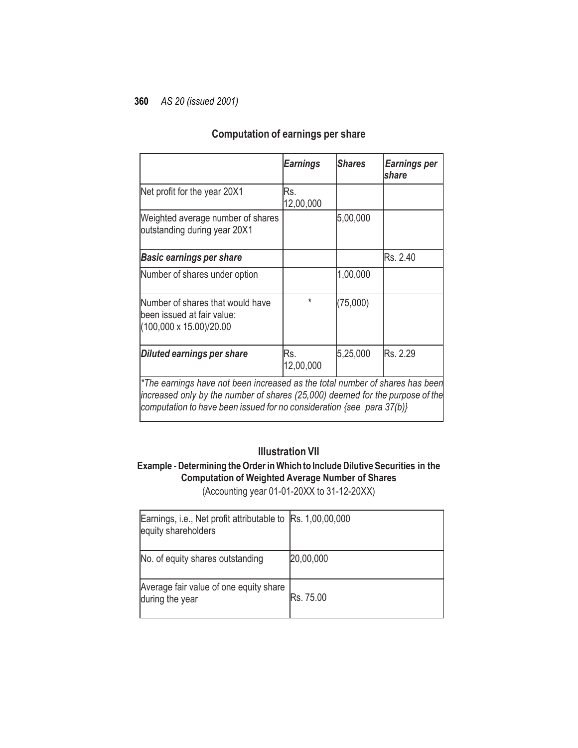### Computation of earnings per share

| | *Earnings* | *Shares* | *Earnings per share* |
|---|---|---|---|
| Net profit for the year 20X1 | Rs. 12,00,000 | | |
| Weighted average number of shares outstanding during year 20X1 | | 5,00,000 | |
| ***Basic earnings per share*** | | | Rs. 2.40 |
| Number of shares under option | | 1,00,000 | |
| Number of shares that would have been issued at fair value: (100,000 x 15.00)/20.00 | * | (75,000) | |
| ***Diluted earnings per share*** | Rs. 12,00,000 | 5,25,000 | Rs. 2.29 |

*\*The earnings have not been increased as the total number of shares has been increased only by the number of shares (25,000) deemed for the purpose of the computation to have been issued for no consideration {see para 37(b)}*

## Illustration VII

### Example - Determining the Order in Which to Include Dilutive Securities in the Computation of Weighted Average Number of Shares

(Accounting year 01-01-20XX to 31-12-20XX)

| | |
|---|---|
| Earnings, i.e., Net profit attributable to equity shareholders | Rs. 1,00,00,000 |
| No. of equity shares outstanding | 20,00,000 |
| Average fair value of one equity share during the year | Rs. 75.00 |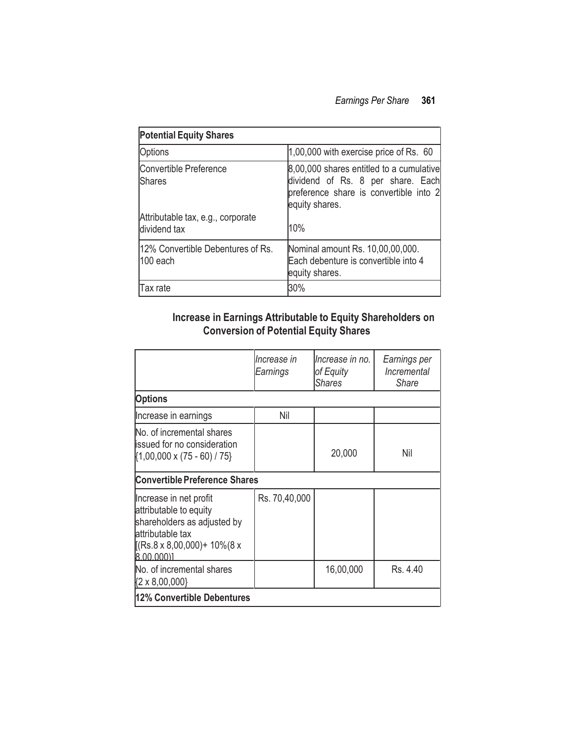| Potential Equity Shares | |
|---|---|
| Options | 1,00,000 with exercise price of Rs. 60 |
| Convertible Preference Shares | 8,00,000 shares entitled to a cumulative dividend of Rs. 8 per share. Each preference share is convertible into 2 equity shares. |
| Attributable tax, e.g., corporate dividend tax | 10% |
| 12% Convertible Debentures of Rs. 100 each | Nominal amount Rs. 10,00,00,000. Each debenture is convertible into 4 equity shares. |
| Tax rate | 30% |

## Increase in Earnings Attributable to Equity Shareholders on Conversion of Potential Equity Shares

| | *Increase in Earnings* | *Increase in no. of Equity Shares* | *Earnings per Incremental Share* |
|---|---|---|---|
| **Options** | | | |
| Increase in earnings | Nil | | |
| No. of incremental shares issued for no consideration {1,00,000 x (75 - 60) / 75} | | 20,000 | Nil |
| **Convertible Preference Shares** | | | |
| Increase in net profit attributable to equity shareholders as adjusted by attributable tax [(Rs.8 x 8,00,000)+ 10%(8 x 8,00,000)] | Rs. 70,40,000 | | |
| No. of incremental shares {2 x 8,00,000} | | 16,00,000 | Rs. 4.40 |
| **12% Convertible Debentures** | | | |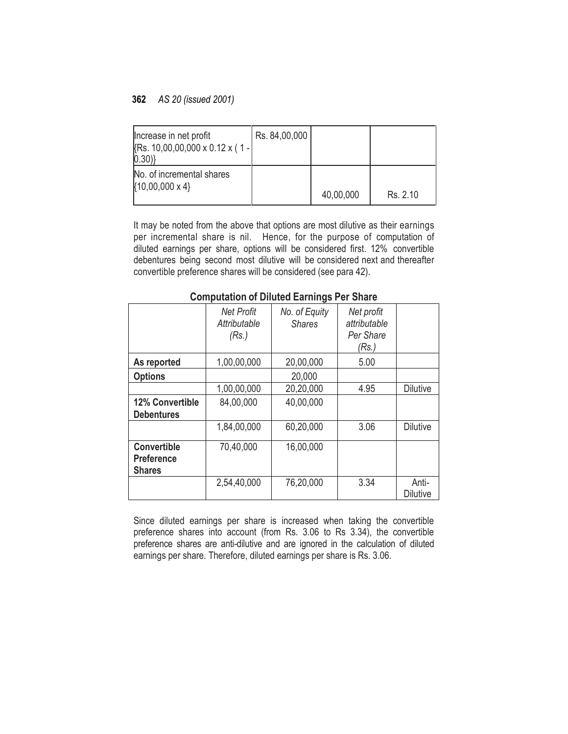| | | | |
|---|---|---|---|
| Increase in net profit {Rs. 10,00,00,000 x 0.12 x ( 1 - 0.30)} | Rs. 84,00,000 | | |
| No. of incremental shares {10,00,000 x 4} | | 40,00,000 | Rs. 2.10 |

It may be noted from the above that options are most dilutive as their earnings per incremental share is nil. Hence, for the purpose of computation of diluted earnings per share, options will be considered first. 12% convertible debentures being second most dilutive will be considered next and thereafter convertible preference shares will be considered (see para 42).

**Computation of Diluted Earnings Per Share**

| | *Net Profit Attributable (Rs.)* | *No. of Equity Shares* | *Net profit attributable Per Share (Rs.)* | |
|---|---|---|---|---|
| **As reported** | 1,00,00,000 | 20,00,000 | 5.00 | |
| **Options** | | 20,000 | | |
| | 1,00,00,000 | 20,20,000 | 4.95 | Dilutive |
| **12% Convertible Debentures** | 84,00,000 | 40,00,000 | | |
| | 1,84,00,000 | 60,20,000 | 3.06 | Dilutive |
| **Convertible Preference Shares** | 70,40,000 | 16,00,000 | | |
| | 2,54,40,000 | 76,20,000 | 3.34 | Anti-Dilutive |

Since diluted earnings per share is increased when taking the convertible preference shares into account (from Rs. 3.06 to Rs 3.34), the convertible preference shares are anti-dilutive and are ignored in the calculation of diluted earnings per share. Therefore, diluted earnings per share is Rs. 3.06.